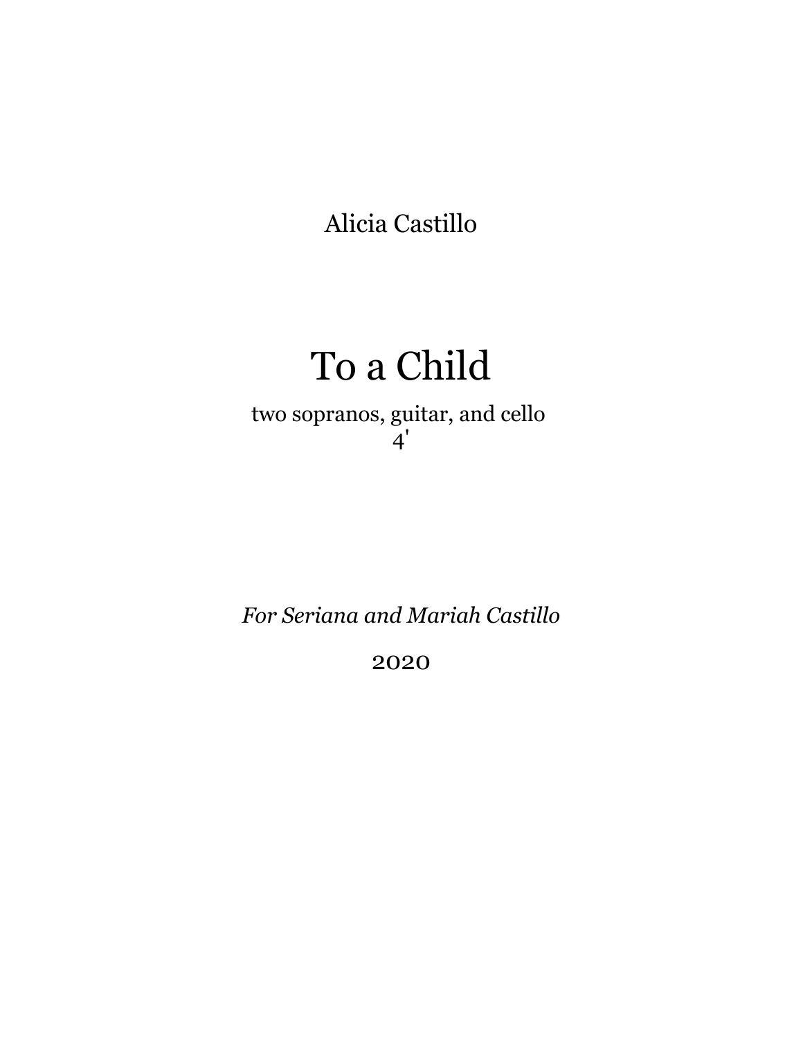Alicia Castillo

# To a Child

two sopranos, guitar, and cello

4'

*For Seriana and Mariah Castillo*

2020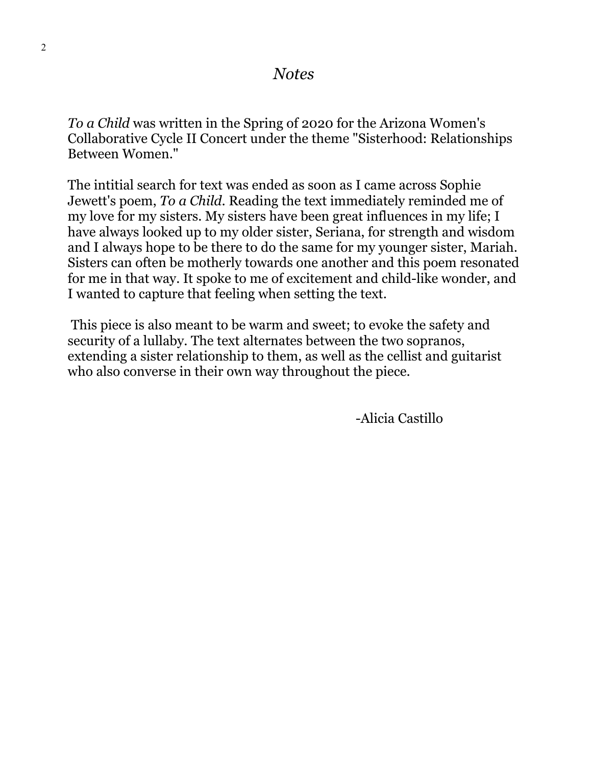# *Notes*

*To a Child* was written in the Spring of 2020 for the Arizona Women's Collaborative Cycle II Concert under the theme "Sisterhood: Relationships Between Women."

The intitial search for text was ended as soon as I came across Sophie Jewett's poem, *To a Child*. Reading the text immediately reminded me of my love for my sisters. My sisters have been great influences in my life; I have always looked up to my older sister, Seriana, for strength and wisdom and I always hope to be there to do the same for my younger sister, Mariah. Sisters can often be motherly towards one another and this poem resonated for me in that way. It spoke to me of excitement and child-like wonder, and I wanted to capture that feeling when setting the text.

This piece is also meant to be warm and sweet; to evoke the safety and security of a lullaby. The text alternates between the two sopranos, extending a sister relationship to them, as well as the cellist and guitarist who also converse in their own way throughout the piece.

-Alicia Castillo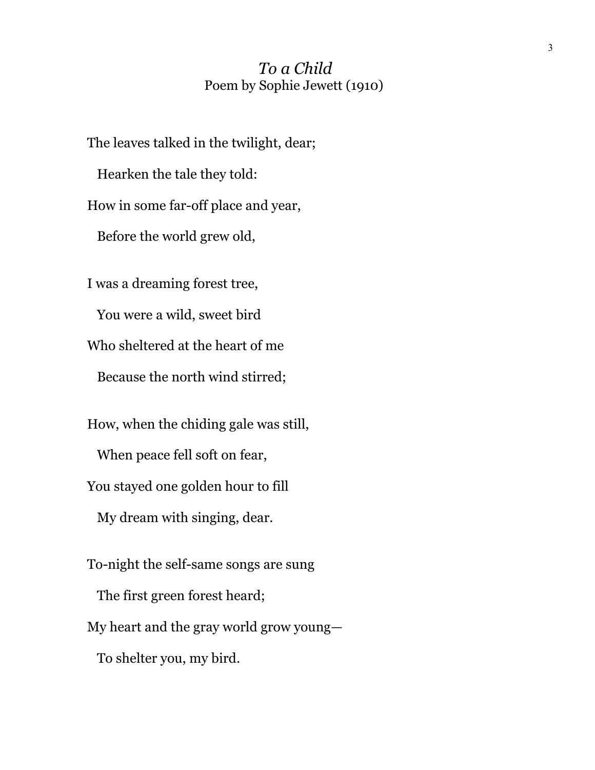## *To a Child*

Poem by Sophie Jewett (1910)

The leaves talked in the twilight, dear;  
  Hearken the tale they told:  
How in some far-off place and year,  
  Before the world grew old,

I was a dreaming forest tree,  
  You were a wild, sweet bird  
Who sheltered at the heart of me  
  Because the north wind stirred;

How, when the chiding gale was still,  
  When peace fell soft on fear,  
You stayed one golden hour to fill  
  My dream with singing, dear.

To-night the self-same songs are sung  
  The first green forest heard;  
My heart and the gray world grow young—  
  To shelter you, my bird.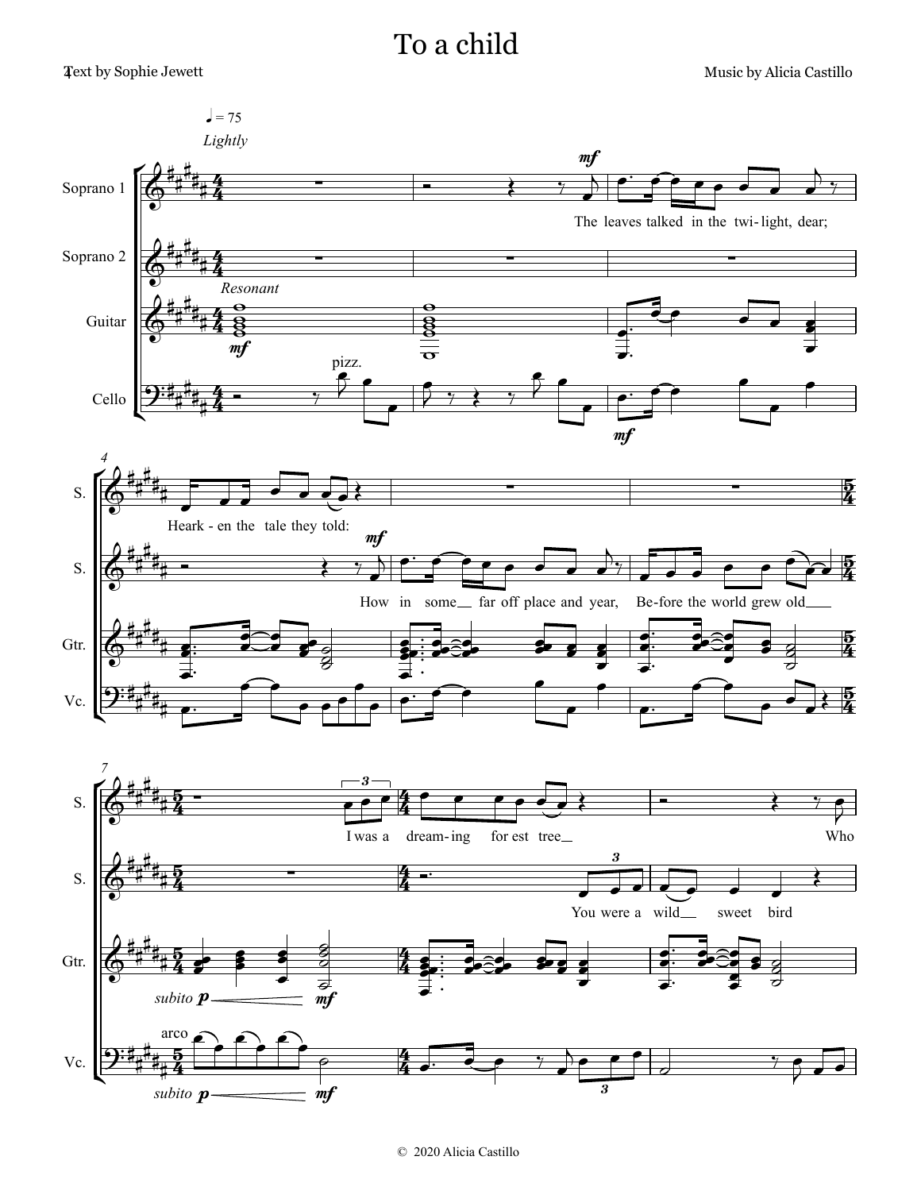# To a child

Text by Sophie Jewett

Music by Alicia Castillo

♩ = 75

*Lightly*

Soprano 1: The leaves talked in the twi- light, dear; Heark - en the tale they told: I was a dream- ing for est tree Who

Soprano 2: How in some far off place and year, Be-fore the world grew old You were a wild sweet bird

Guitar: *Resonant*

Cello: pizz. ... arco

© 2020 Alicia Castillo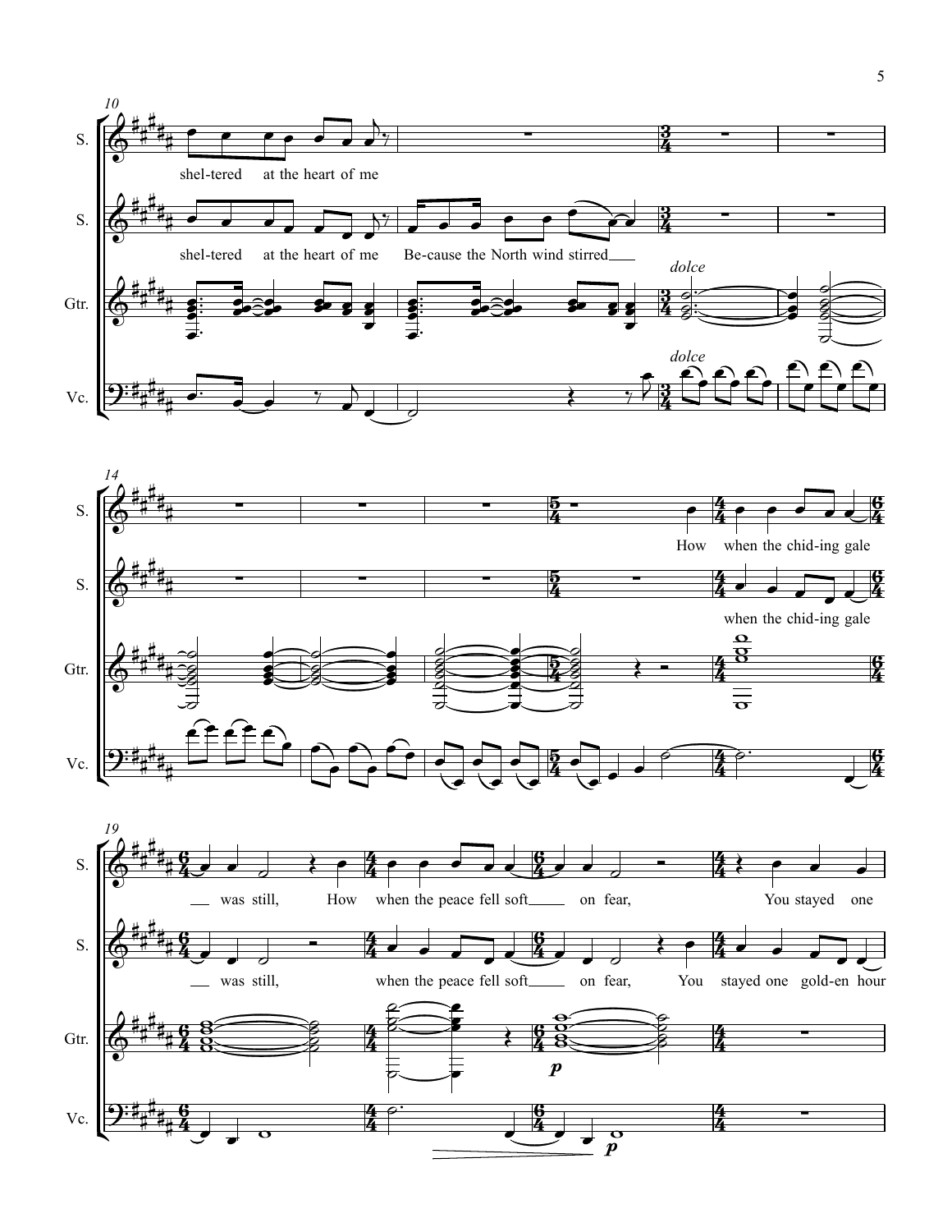**S.** shel-tered at the heart of me

**S.** shel-tered at the heart of me Be-cause the North wind stirred

*dolce*

*dolce*

**S.** How when the chid-ing gale

**S.** when the chid-ing gale

**S.** was still, How when the peace fell soft on fear, You stayed one

**S.** was still, when the peace fell soft on fear, You stayed one gold-en hour

*p*

*p*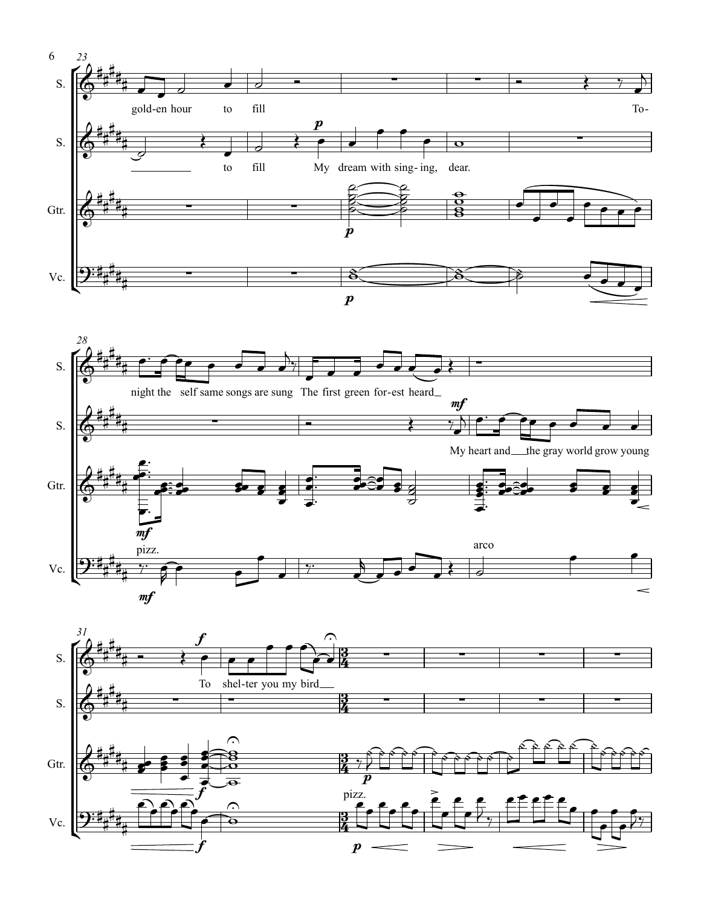gold-en hour to fill To-

to fill My dream with sing-ing, dear.

night the self same songs are sung The first green for-est heard

My heart and the gray world grow young

To shel-ter you my bird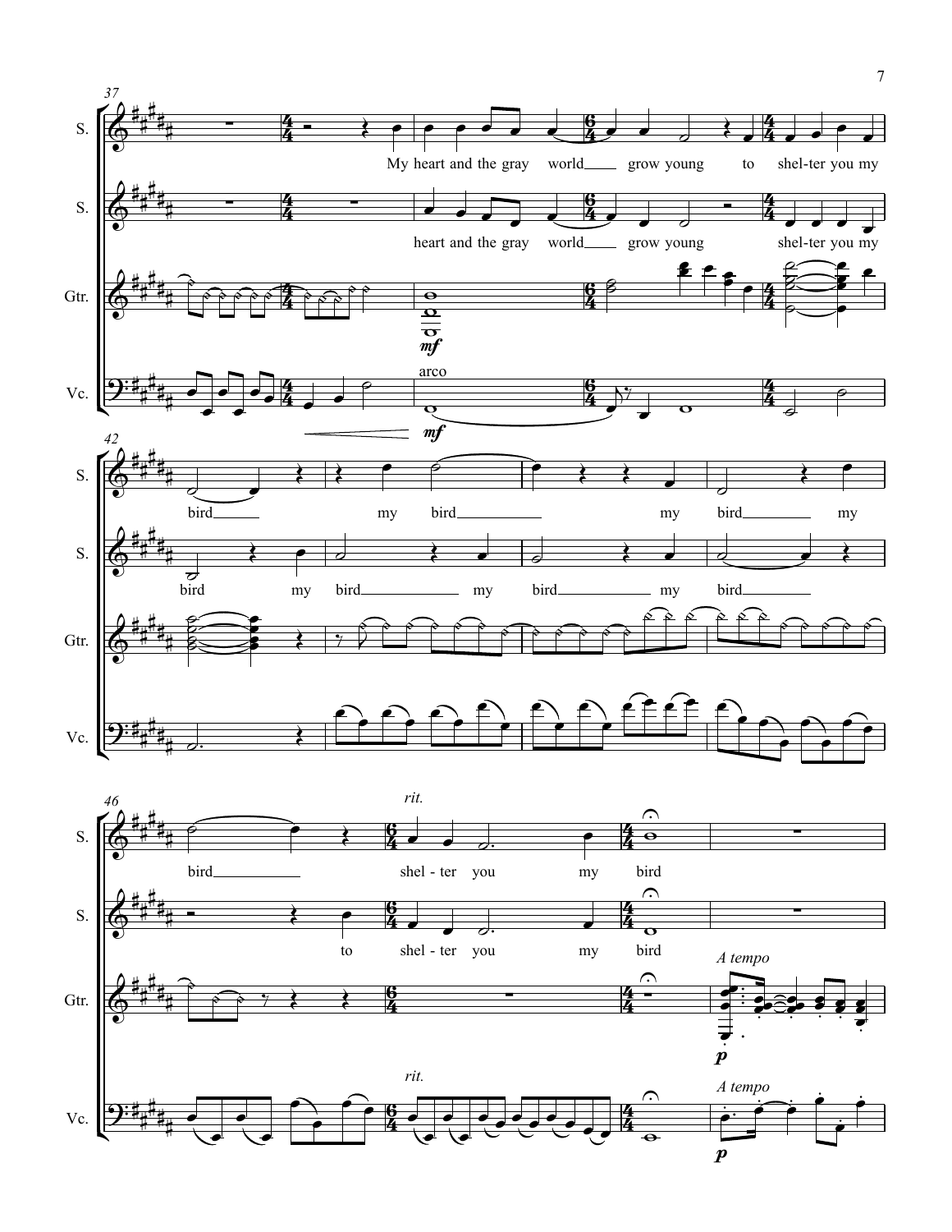S.: My heart and the gray world grow young to shel-ter you my bird my bird my bird my bird bird shel-ter you my bird

S.: heart and the gray world grow young shel-ter you my bird my bird my bird my bird to shel-ter you my bird

Gtr.

Vc.

*mf*

arco

*rit.*

*A tempo*

*p*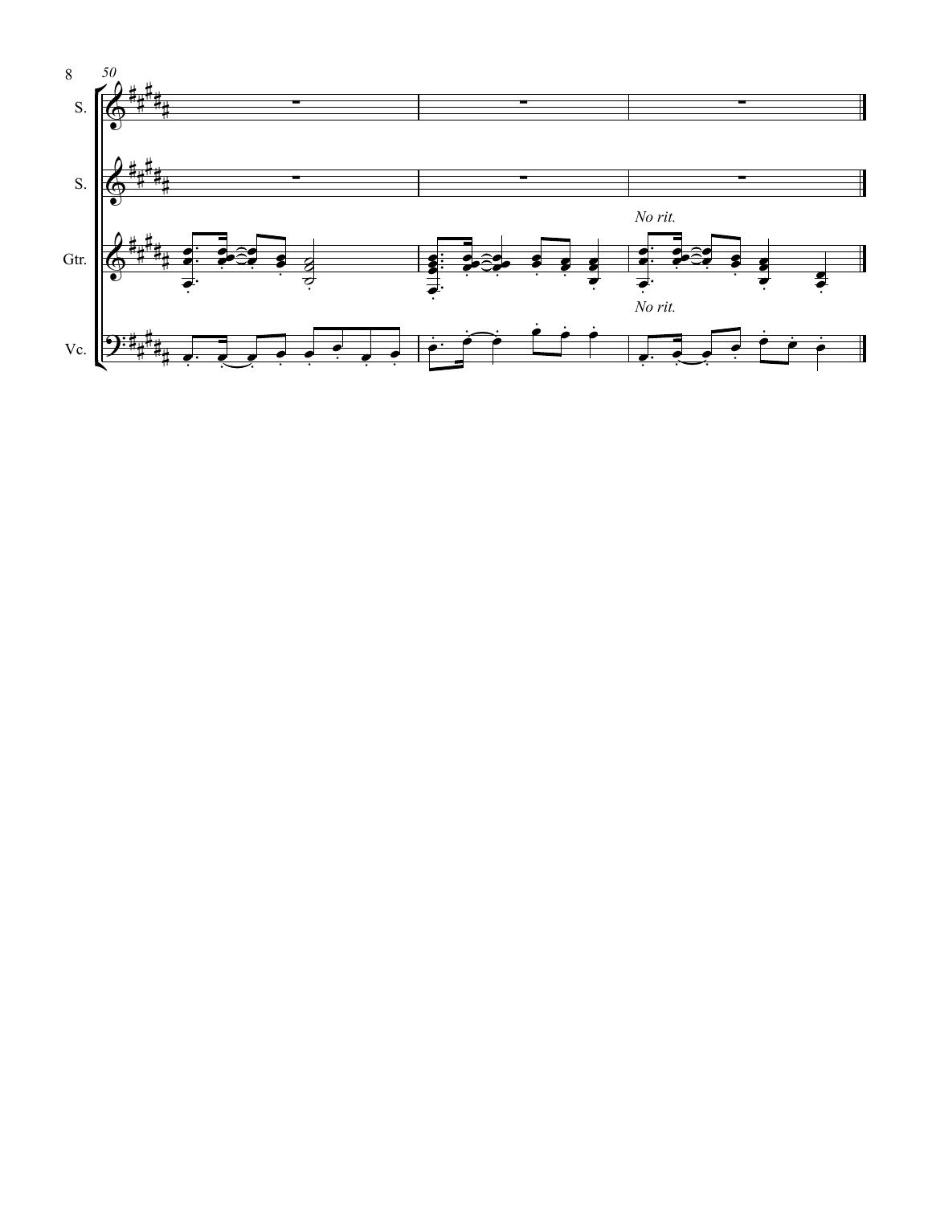50

S.

S.

Gtr.

*No rit.*

*No rit.*

Vc.